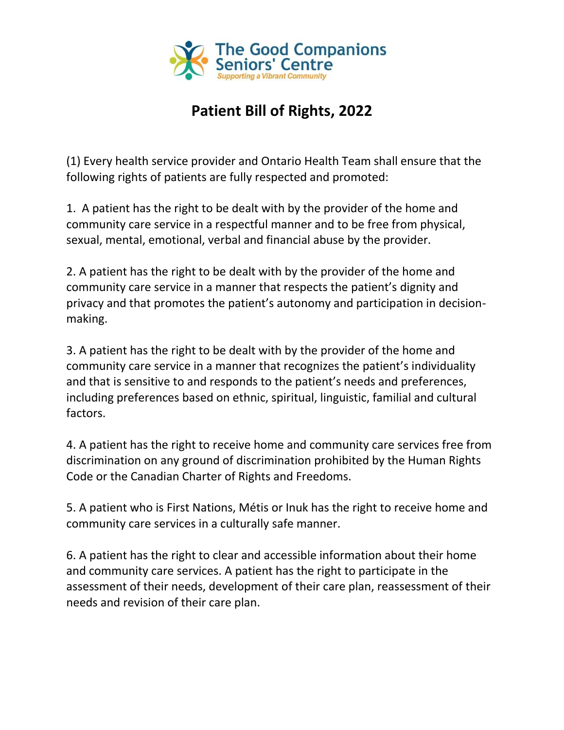The Good Companions Seniors' Centre

*Supporting a Vibrant Community*

# Patient Bill of Rights, 2022

(1) Every health service provider and Ontario Health Team shall ensure that the following rights of patients are fully respected and promoted:

1. A patient has the right to be dealt with by the provider of the home and community care service in a respectful manner and to be free from physical, sexual, mental, emotional, verbal and financial abuse by the provider.

2. A patient has the right to be dealt with by the provider of the home and community care service in a manner that respects the patient's dignity and privacy and that promotes the patient's autonomy and participation in decision-making.

3. A patient has the right to be dealt with by the provider of the home and community care service in a manner that recognizes the patient's individuality and that is sensitive to and responds to the patient's needs and preferences, including preferences based on ethnic, spiritual, linguistic, familial and cultural factors.

4. A patient has the right to receive home and community care services free from discrimination on any ground of discrimination prohibited by the Human Rights Code or the Canadian Charter of Rights and Freedoms.

5. A patient who is First Nations, Métis or Inuk has the right to receive home and community care services in a culturally safe manner.

6. A patient has the right to clear and accessible information about their home and community care services. A patient has the right to participate in the assessment of their needs, development of their care plan, reassessment of their needs and revision of their care plan.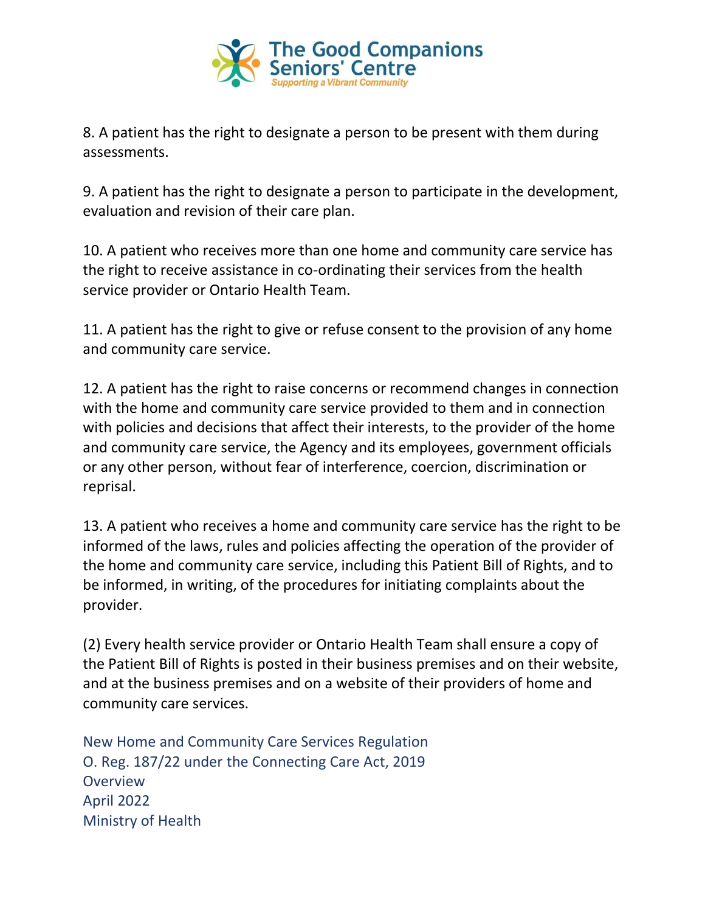8. A patient has the right to designate a person to be present with them during assessments.

9. A patient has the right to designate a person to participate in the development, evaluation and revision of their care plan.

10. A patient who receives more than one home and community care service has the right to receive assistance in co-ordinating their services from the health service provider or Ontario Health Team.

11. A patient has the right to give or refuse consent to the provision of any home and community care service.

12. A patient has the right to raise concerns or recommend changes in connection with the home and community care service provided to them and in connection with policies and decisions that affect their interests, to the provider of the home and community care service, the Agency and its employees, government officials or any other person, without fear of interference, coercion, discrimination or reprisal.

13. A patient who receives a home and community care service has the right to be informed of the laws, rules and policies affecting the operation of the provider of the home and community care service, including this Patient Bill of Rights, and to be informed, in writing, of the procedures for initiating complaints about the provider.

(2) Every health service provider or Ontario Health Team shall ensure a copy of the Patient Bill of Rights is posted in their business premises and on their website, and at the business premises and on a website of their providers of home and community care services.

New Home and Community Care Services Regulation
O. Reg. 187/22 under the Connecting Care Act, 2019
Overview
April 2022
Ministry of Health